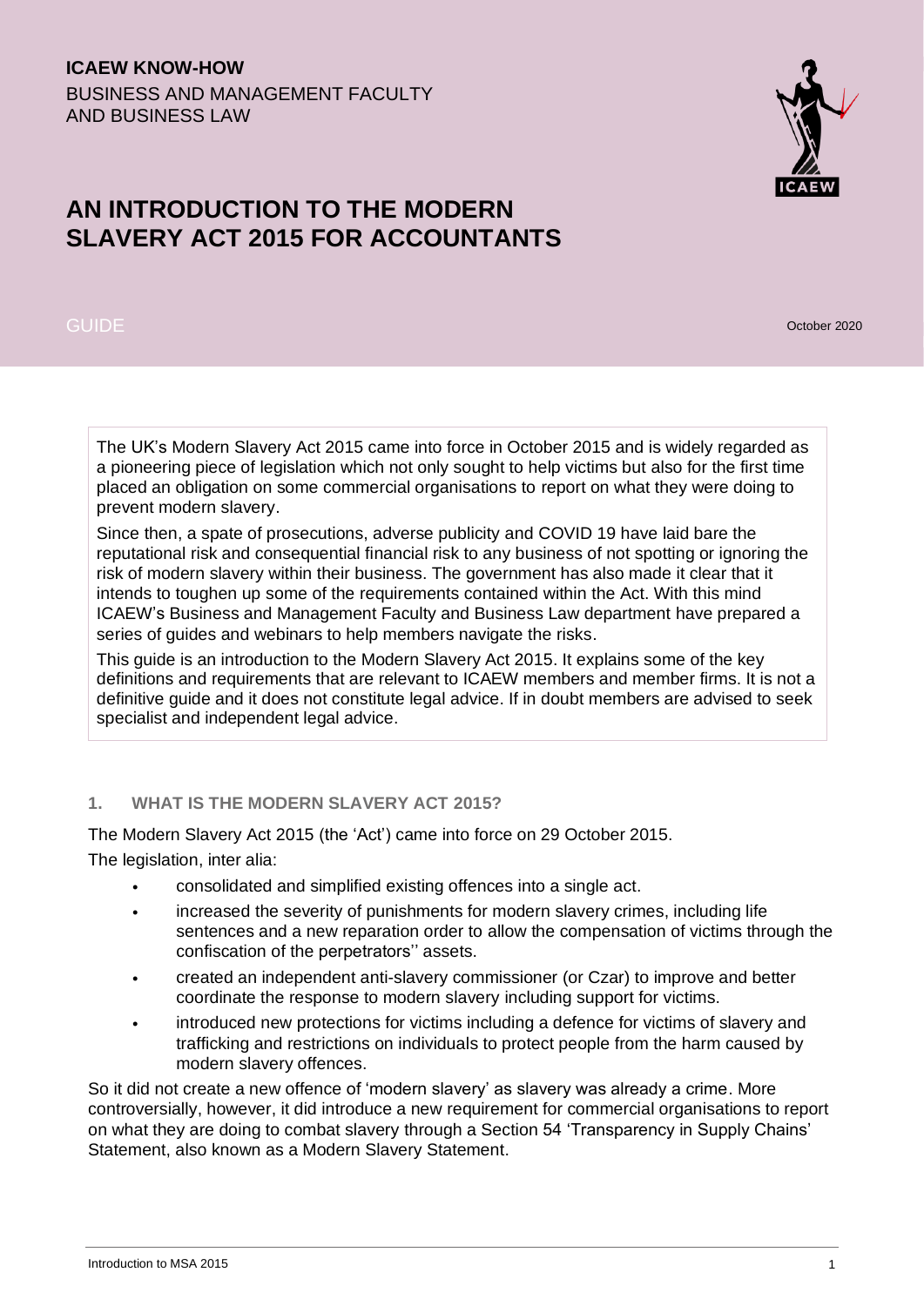**ICAEW KNOW-HOW**

BUSINESS AND MANAGEMENT FACULTY AND BUSINESS LAW

# AN INTRODUCTION TO THE MODERN SLAVERY ACT 2015 FOR ACCOUNTANTS

GUIDE

October 2020

The UK's Modern Slavery Act 2015 came into force in October 2015 and is widely regarded as a pioneering piece of legislation which not only sought to help victims but also for the first time placed an obligation on some commercial organisations to report on what they were doing to prevent modern slavery.

Since then, a spate of prosecutions, adverse publicity and COVID 19 have laid bare the reputational risk and consequential financial risk to any business of not spotting or ignoring the risk of modern slavery within their business. The government has also made it clear that it intends to toughen up some of the requirements contained within the Act. With this mind ICAEW's Business and Management Faculty and Business Law department have prepared a series of guides and webinars to help members navigate the risks.

This guide is an introduction to the Modern Slavery Act 2015. It explains some of the key definitions and requirements that are relevant to ICAEW members and member firms. It is not a definitive guide and it does not constitute legal advice. If in doubt members are advised to seek specialist and independent legal advice.

## 1. WHAT IS THE MODERN SLAVERY ACT 2015?

The Modern Slavery Act 2015 (the 'Act') came into force on 29 October 2015.

The legislation, inter alia:

- consolidated and simplified existing offences into a single act.
- increased the severity of punishments for modern slavery crimes, including life sentences and a new reparation order to allow the compensation of victims through the confiscation of the perpetrators'' assets.
- created an independent anti-slavery commissioner (or Czar) to improve and better coordinate the response to modern slavery including support for victims.
- introduced new protections for victims including a defence for victims of slavery and trafficking and restrictions on individuals to protect people from the harm caused by modern slavery offences.

So it did not create a new offence of 'modern slavery' as slavery was already a crime. More controversially, however, it did introduce a new requirement for commercial organisations to report on what they are doing to combat slavery through a Section 54 'Transparency in Supply Chains' Statement, also known as a Modern Slavery Statement.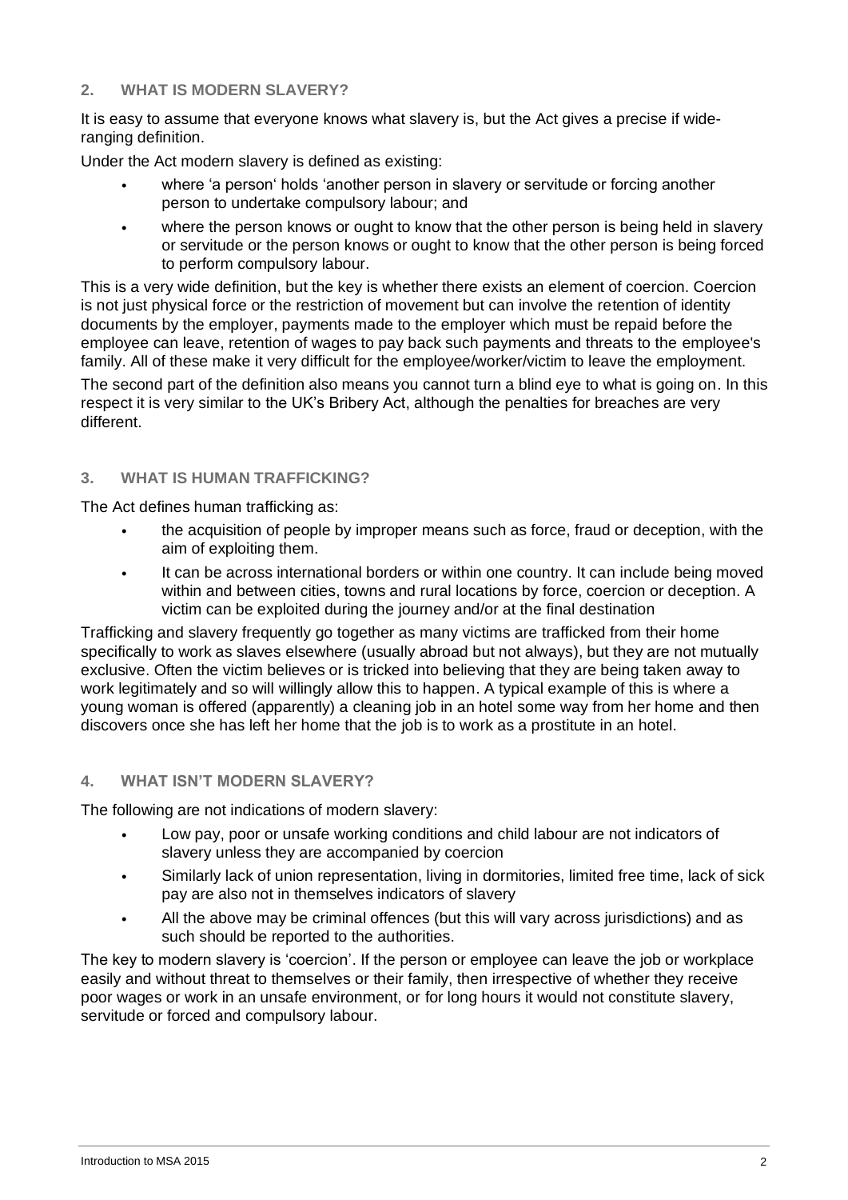## 2. WHAT IS MODERN SLAVERY?

It is easy to assume that everyone knows what slavery is, but the Act gives a precise if wide-ranging definition.

Under the Act modern slavery is defined as existing:

- where 'a person' holds 'another person in slavery or servitude or forcing another person to undertake compulsory labour; and
- where the person knows or ought to know that the other person is being held in slavery or servitude or the person knows or ought to know that the other person is being forced to perform compulsory labour.

This is a very wide definition, but the key is whether there exists an element of coercion. Coercion is not just physical force or the restriction of movement but can involve the retention of identity documents by the employer, payments made to the employer which must be repaid before the employee can leave, retention of wages to pay back such payments and threats to the employee's family. All of these make it very difficult for the employee/worker/victim to leave the employment.

The second part of the definition also means you cannot turn a blind eye to what is going on. In this respect it is very similar to the UK's Bribery Act, although the penalties for breaches are very different.

## 3. WHAT IS HUMAN TRAFFICKING?

The Act defines human trafficking as:

- the acquisition of people by improper means such as force, fraud or deception, with the aim of exploiting them.
- It can be across international borders or within one country. It can include being moved within and between cities, towns and rural locations by force, coercion or deception. A victim can be exploited during the journey and/or at the final destination

Trafficking and slavery frequently go together as many victims are trafficked from their home specifically to work as slaves elsewhere (usually abroad but not always), but they are not mutually exclusive. Often the victim believes or is tricked into believing that they are being taken away to work legitimately and so will willingly allow this to happen. A typical example of this is where a young woman is offered (apparently) a cleaning job in an hotel some way from her home and then discovers once she has left her home that the job is to work as a prostitute in an hotel.

## 4. WHAT ISN'T MODERN SLAVERY?

The following are not indications of modern slavery:

- Low pay, poor or unsafe working conditions and child labour are not indicators of slavery unless they are accompanied by coercion
- Similarly lack of union representation, living in dormitories, limited free time, lack of sick pay are also not in themselves indicators of slavery
- All the above may be criminal offences (but this will vary across jurisdictions) and as such should be reported to the authorities.

The key to modern slavery is 'coercion'. If the person or employee can leave the job or workplace easily and without threat to themselves or their family, then irrespective of whether they receive poor wages or work in an unsafe environment, or for long hours it would not constitute slavery, servitude or forced and compulsory labour.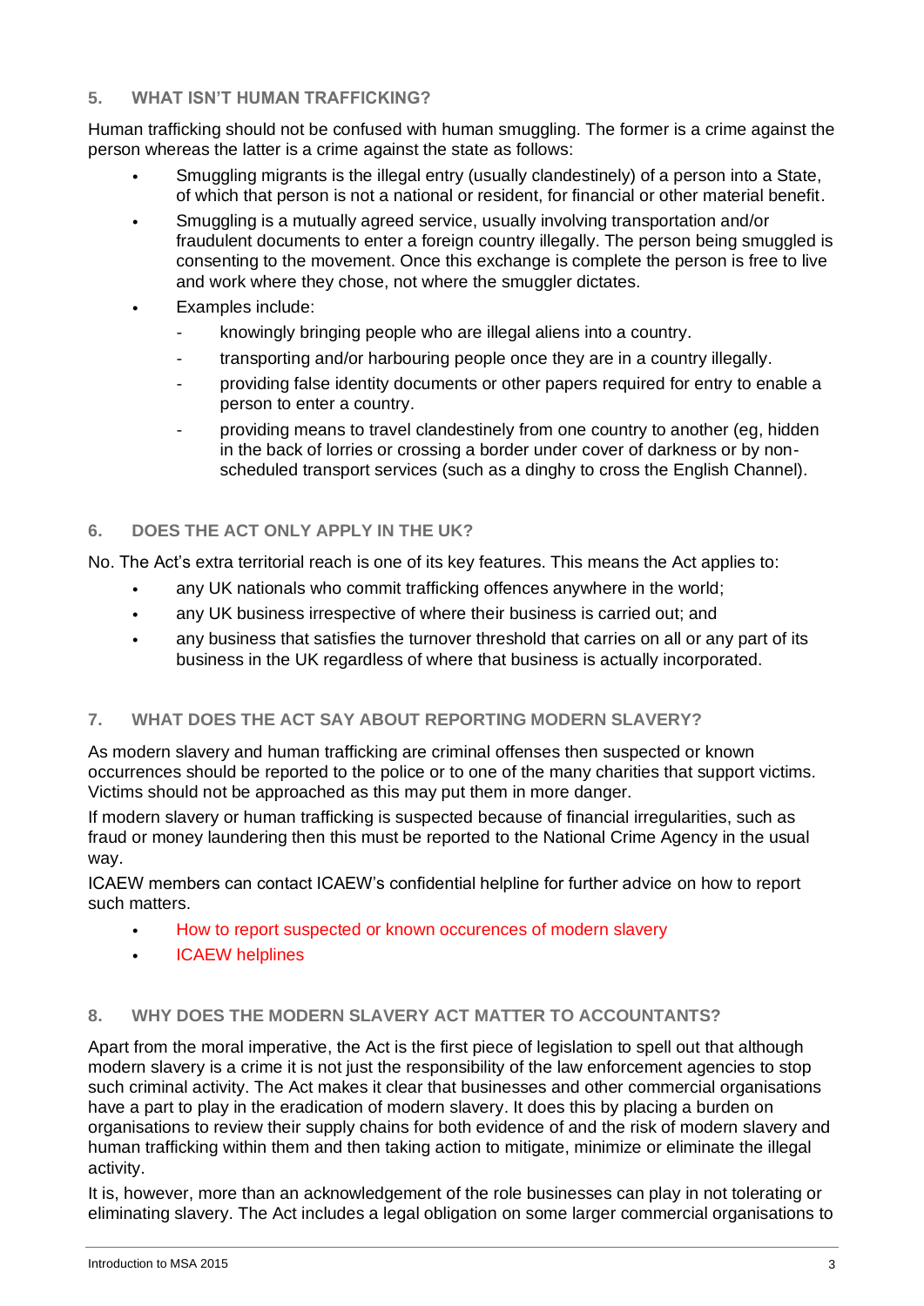## 5. WHAT ISN'T HUMAN TRAFFICKING?

Human trafficking should not be confused with human smuggling. The former is a crime against the person whereas the latter is a crime against the state as follows:

- Smuggling migrants is the illegal entry (usually clandestinely) of a person into a State, of which that person is not a national or resident, for financial or other material benefit.
- Smuggling is a mutually agreed service, usually involving transportation and/or fraudulent documents to enter a foreign country illegally. The person being smuggled is consenting to the movement. Once this exchange is complete the person is free to live and work where they chose, not where the smuggler dictates.
- Examples include:
  - knowingly bringing people who are illegal aliens into a country.
  - transporting and/or harbouring people once they are in a country illegally.
  - providing false identity documents or other papers required for entry to enable a person to enter a country.
  - providing means to travel clandestinely from one country to another (eg, hidden in the back of lorries or crossing a border under cover of darkness or by non-scheduled transport services (such as a dinghy to cross the English Channel).

## 6. DOES THE ACT ONLY APPLY IN THE UK?

No. The Act's extra territorial reach is one of its key features. This means the Act applies to:

- any UK nationals who commit trafficking offences anywhere in the world;
- any UK business irrespective of where their business is carried out; and
- any business that satisfies the turnover threshold that carries on all or any part of its business in the UK regardless of where that business is actually incorporated.

## 7. WHAT DOES THE ACT SAY ABOUT REPORTING MODERN SLAVERY?

As modern slavery and human trafficking are criminal offenses then suspected or known occurrences should be reported to the police or to one of the many charities that support victims. Victims should not be approached as this may put them in more danger.

If modern slavery or human trafficking is suspected because of financial irregularities, such as fraud or money laundering then this must be reported to the National Crime Agency in the usual way.

ICAEW members can contact ICAEW's confidential helpline for further advice on how to report such matters.

- How to report suspected or known occurences of modern slavery
- ICAEW helplines

## 8. WHY DOES THE MODERN SLAVERY ACT MATTER TO ACCOUNTANTS?

Apart from the moral imperative, the Act is the first piece of legislation to spell out that although modern slavery is a crime it is not just the responsibility of the law enforcement agencies to stop such criminal activity. The Act makes it clear that businesses and other commercial organisations have a part to play in the eradication of modern slavery. It does this by placing a burden on organisations to review their supply chains for both evidence of and the risk of modern slavery and human trafficking within them and then taking action to mitigate, minimize or eliminate the illegal activity.

It is, however, more than an acknowledgement of the role businesses can play in not tolerating or eliminating slavery. The Act includes a legal obligation on some larger commercial organisations to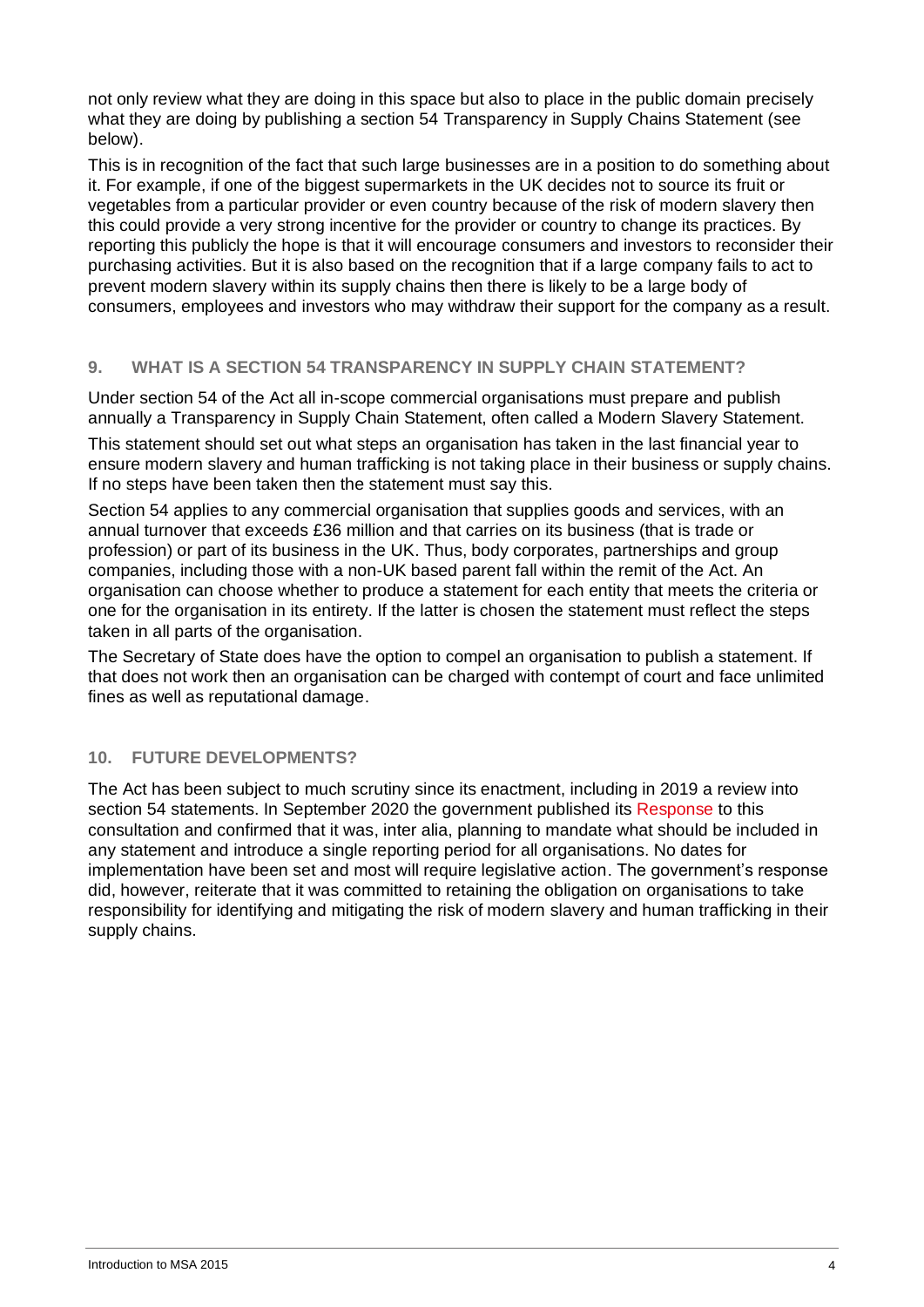not only review what they are doing in this space but also to place in the public domain precisely what they are doing by publishing a section 54 Transparency in Supply Chains Statement (see below).

This is in recognition of the fact that such large businesses are in a position to do something about it. For example, if one of the biggest supermarkets in the UK decides not to source its fruit or vegetables from a particular provider or even country because of the risk of modern slavery then this could provide a very strong incentive for the provider or country to change its practices. By reporting this publicly the hope is that it will encourage consumers and investors to reconsider their purchasing activities. But it is also based on the recognition that if a large company fails to act to prevent modern slavery within its supply chains then there is likely to be a large body of consumers, employees and investors who may withdraw their support for the company as a result.

## 9. WHAT IS A SECTION 54 TRANSPARENCY IN SUPPLY CHAIN STATEMENT?

Under section 54 of the Act all in-scope commercial organisations must prepare and publish annually a Transparency in Supply Chain Statement, often called a Modern Slavery Statement.

This statement should set out what steps an organisation has taken in the last financial year to ensure modern slavery and human trafficking is not taking place in their business or supply chains. If no steps have been taken then the statement must say this.

Section 54 applies to any commercial organisation that supplies goods and services, with an annual turnover that exceeds £36 million and that carries on its business (that is trade or profession) or part of its business in the UK. Thus, body corporates, partnerships and group companies, including those with a non-UK based parent fall within the remit of the Act. An organisation can choose whether to produce a statement for each entity that meets the criteria or one for the organisation in its entirety. If the latter is chosen the statement must reflect the steps taken in all parts of the organisation.

The Secretary of State does have the option to compel an organisation to publish a statement. If that does not work then an organisation can be charged with contempt of court and face unlimited fines as well as reputational damage.

## 10. FUTURE DEVELOPMENTS?

The Act has been subject to much scrutiny since its enactment, including in 2019 a review into section 54 statements. In September 2020 the government published its Response to this consultation and confirmed that it was, inter alia, planning to mandate what should be included in any statement and introduce a single reporting period for all organisations. No dates for implementation have been set and most will require legislative action. The government's response did, however, reiterate that it was committed to retaining the obligation on organisations to take responsibility for identifying and mitigating the risk of modern slavery and human trafficking in their supply chains.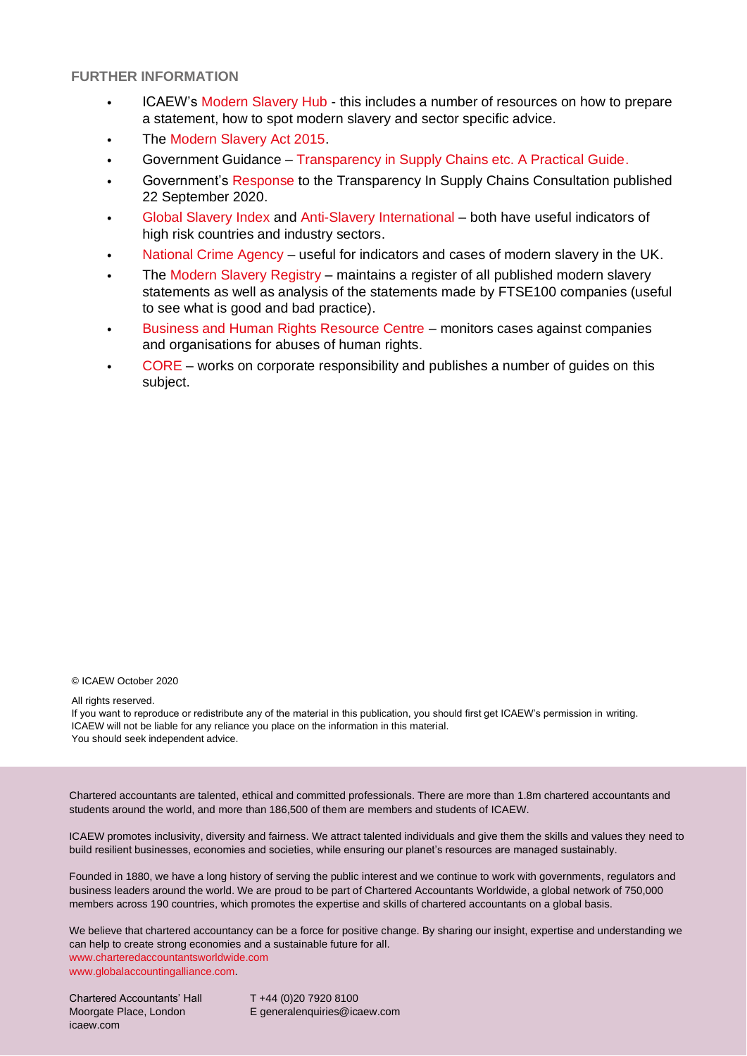## FURTHER INFORMATION

- ICAEW's Modern Slavery Hub - this includes a number of resources on how to prepare a statement, how to spot modern slavery and sector specific advice.
- The Modern Slavery Act 2015.
- Government Guidance – Transparency in Supply Chains etc. A Practical Guide.
- Government's Response to the Transparency In Supply Chains Consultation published 22 September 2020.
- Global Slavery Index and Anti-Slavery International – both have useful indicators of high risk countries and industry sectors.
- National Crime Agency – useful for indicators and cases of modern slavery in the UK.
- The Modern Slavery Registry – maintains a register of all published modern slavery statements as well as analysis of the statements made by FTSE100 companies (useful to see what is good and bad practice).
- Business and Human Rights Resource Centre – monitors cases against companies and organisations for abuses of human rights.
- CORE – works on corporate responsibility and publishes a number of guides on this subject.

© ICAEW October 2020

All rights reserved.
If you want to reproduce or redistribute any of the material in this publication, you should first get ICAEW's permission in writing.
ICAEW will not be liable for any reliance you place on the information in this material.
You should seek independent advice.

Chartered accountants are talented, ethical and committed professionals. There are more than 1.8m chartered accountants and students around the world, and more than 186,500 of them are members and students of ICAEW.

ICAEW promotes inclusivity, diversity and fairness. We attract talented individuals and give them the skills and values they need to build resilient businesses, economies and societies, while ensuring our planet's resources are managed sustainably.

Founded in 1880, we have a long history of serving the public interest and we continue to work with governments, regulators and business leaders around the world. We are proud to be part of Chartered Accountants Worldwide, a global network of 750,000 members across 190 countries, which promotes the expertise and skills of chartered accountants on a global basis.

We believe that chartered accountancy can be a force for positive change. By sharing our insight, expertise and understanding we can help to create strong economies and a sustainable future for all.
www.charteredaccountantsworldwide.com
www.globalaccountingalliance.com.

Chartered Accountants' Hall
Moorgate Place, London
icaew.com

T +44 (0)20 7920 8100
E generalenquiries@icaew.com